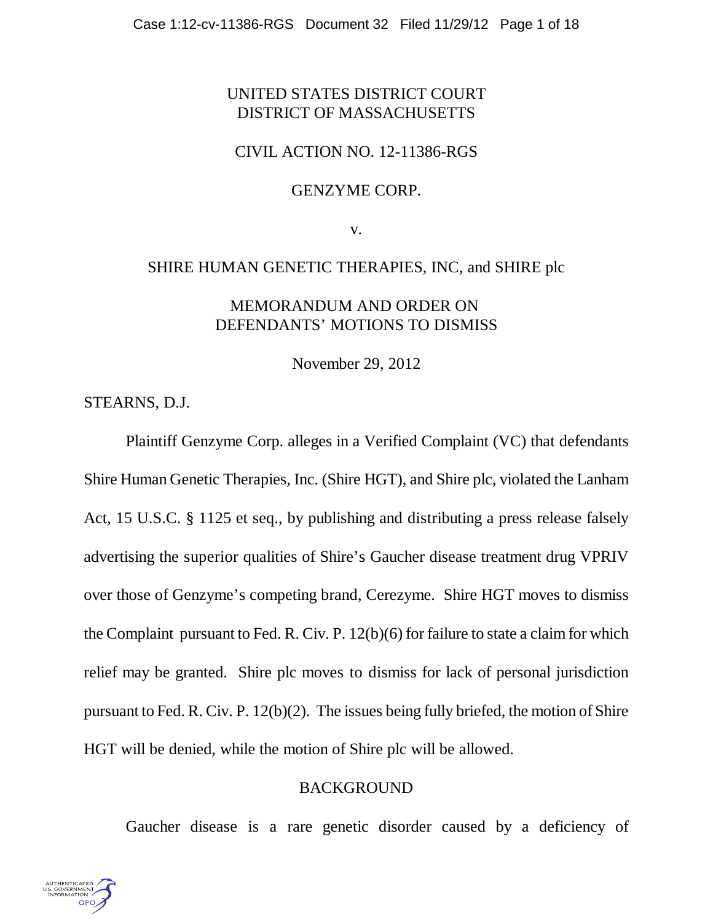UNITED STATES DISTRICT COURT
DISTRICT OF MASSACHUSETTS

CIVIL ACTION NO. 12-11386-RGS

GENZYME CORP.

v.

SHIRE HUMAN GENETIC THERAPIES, INC, and SHIRE plc

MEMORANDUM AND ORDER ON
DEFENDANTS' MOTIONS TO DISMISS

November 29, 2012

STEARNS, D.J.

Plaintiff Genzyme Corp. alleges in a Verified Complaint (VC) that defendants Shire Human Genetic Therapies, Inc. (Shire HGT), and Shire plc, violated the Lanham Act, 15 U.S.C. § 1125 et seq., by publishing and distributing a press release falsely advertising the superior qualities of Shire's Gaucher disease treatment drug VPRIV over those of Genzyme's competing brand, Cerezyme. Shire HGT moves to dismiss the Complaint pursuant to Fed. R. Civ. P. 12(b)(6) for failure to state a claim for which relief may be granted. Shire plc moves to dismiss for lack of personal jurisdiction pursuant to Fed. R. Civ. P. 12(b)(2). The issues being fully briefed, the motion of Shire HGT will be denied, while the motion of Shire plc will be allowed.

## BACKGROUND

Gaucher disease is a rare genetic disorder caused by a deficiency of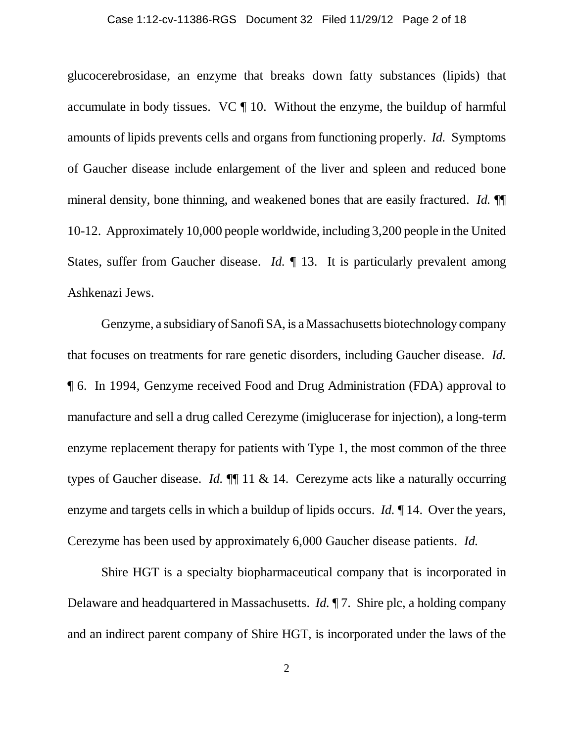glucocerebrosidase, an enzyme that breaks down fatty substances (lipids) that accumulate in body tissues. VC ¶ 10. Without the enzyme, the buildup of harmful amounts of lipids prevents cells and organs from functioning properly. *Id.* Symptoms of Gaucher disease include enlargement of the liver and spleen and reduced bone mineral density, bone thinning, and weakened bones that are easily fractured. *Id.* ¶¶ 10-12. Approximately 10,000 people worldwide, including 3,200 people in the United States, suffer from Gaucher disease. *Id.* ¶ 13. It is particularly prevalent among Ashkenazi Jews.

Genzyme, a subsidiary of Sanofi SA, is a Massachusetts biotechnology company that focuses on treatments for rare genetic disorders, including Gaucher disease. *Id.* ¶ 6. In 1994, Genzyme received Food and Drug Administration (FDA) approval to manufacture and sell a drug called Cerezyme (imiglucerase for injection), a long-term enzyme replacement therapy for patients with Type 1, the most common of the three types of Gaucher disease. *Id.* ¶¶ 11 & 14. Cerezyme acts like a naturally occurring enzyme and targets cells in which a buildup of lipids occurs. *Id.* ¶ 14. Over the years, Cerezyme has been used by approximately 6,000 Gaucher disease patients. *Id.*

Shire HGT is a specialty biopharmaceutical company that is incorporated in Delaware and headquartered in Massachusetts. *Id.* ¶ 7. Shire plc, a holding company and an indirect parent company of Shire HGT, is incorporated under the laws of the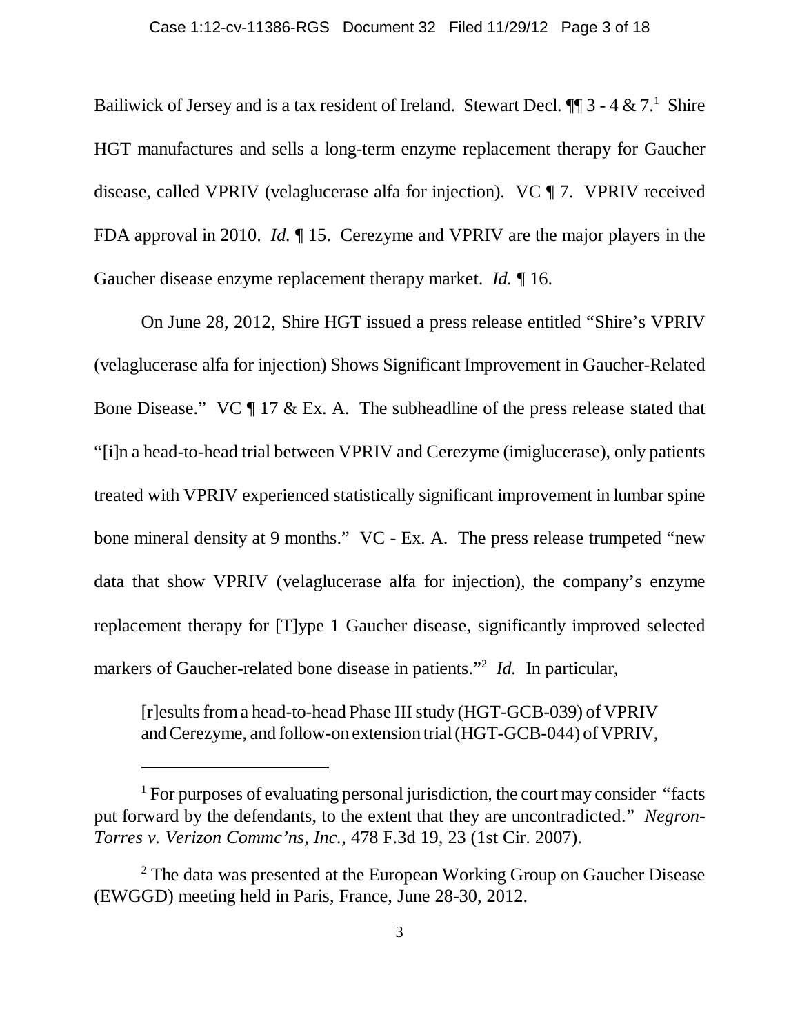Bailiwick of Jersey and is a tax resident of Ireland. Stewart Decl. ¶¶ 3 - 4 & 7.[1] Shire HGT manufactures and sells a long-term enzyme replacement therapy for Gaucher disease, called VPRIV (velaglucerase alfa for injection). VC ¶ 7. VPRIV received FDA approval in 2010. *Id.* ¶ 15. Cerezyme and VPRIV are the major players in the Gaucher disease enzyme replacement therapy market. *Id.* ¶ 16.

On June 28, 2012, Shire HGT issued a press release entitled "Shire's VPRIV (velaglucerase alfa for injection) Shows Significant Improvement in Gaucher-Related Bone Disease." VC ¶ 17 & Ex. A. The subheadline of the press release stated that "[i]n a head-to-head trial between VPRIV and Cerezyme (imiglucerase), only patients treated with VPRIV experienced statistically significant improvement in lumbar spine bone mineral density at 9 months." VC - Ex. A. The press release trumpeted "new data that show VPRIV (velaglucerase alfa for injection), the company's enzyme replacement therapy for [T]ype 1 Gaucher disease, significantly improved selected markers of Gaucher-related bone disease in patients."[2] *Id.* In particular,

> [r]esults from a head-to-head Phase III study (HGT-GCB-039) of VPRIV and Cerezyme, and follow-on extension trial (HGT-GCB-044) of VPRIV,

---

[1] For purposes of evaluating personal jurisdiction, the court may consider "facts put forward by the defendants, to the extent that they are uncontradicted." *Negron-Torres v. Verizon Commc'ns, Inc.*, 478 F.3d 19, 23 (1st Cir. 2007).

[2] The data was presented at the European Working Group on Gaucher Disease (EWGGD) meeting held in Paris, France, June 28-30, 2012.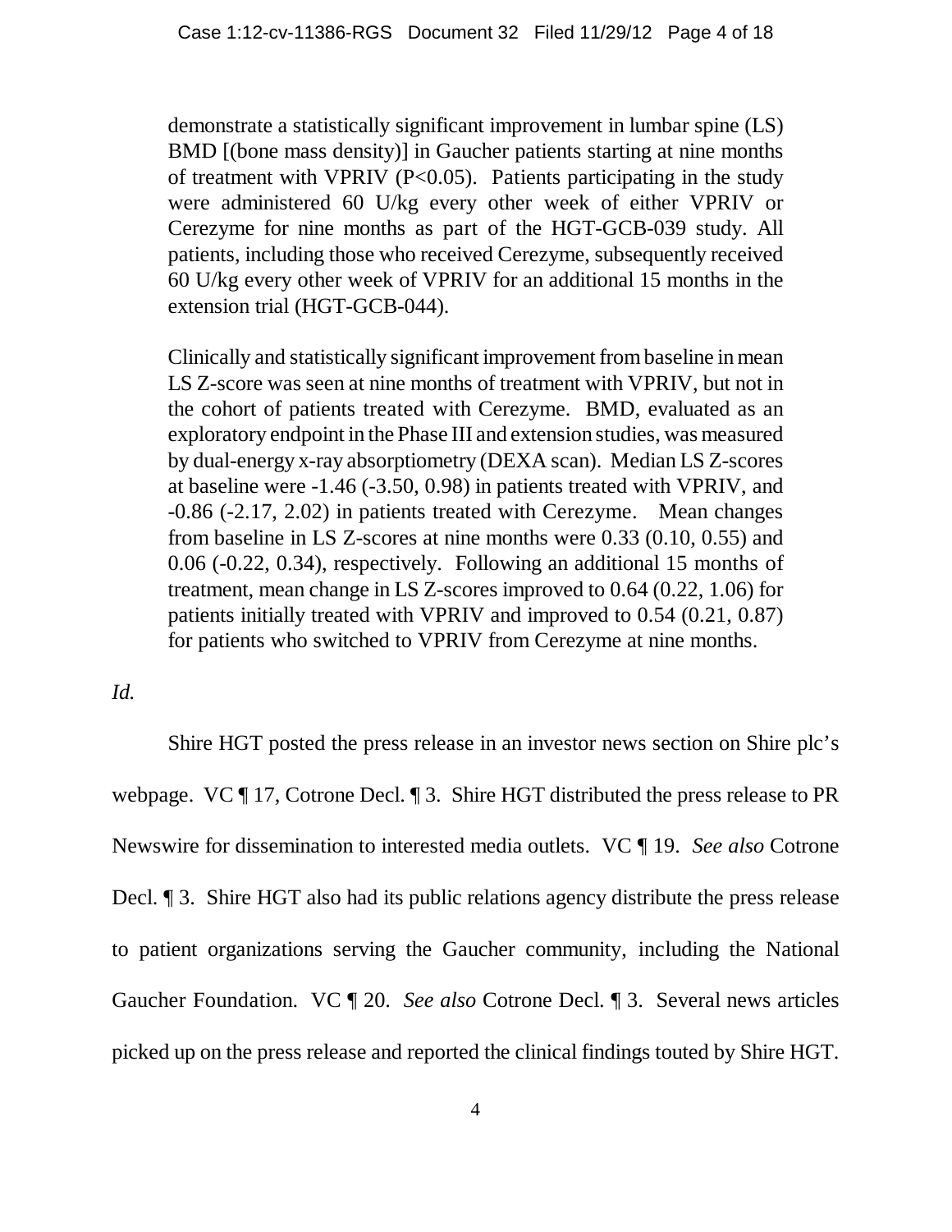> demonstrate a statistically significant improvement in lumbar spine (LS) BMD [(bone mass density)] in Gaucher patients starting at nine months of treatment with VPRIV ($P<0.05$). Patients participating in the study were administered 60 U/kg every other week of either VPRIV or Cerezyme for nine months as part of the HGT-GCB-039 study. All patients, including those who received Cerezyme, subsequently received 60 U/kg every other week of VPRIV for an additional 15 months in the extension trial (HGT-GCB-044).
>
> Clinically and statistically significant improvement from baseline in mean LS Z-score was seen at nine months of treatment with VPRIV, but not in the cohort of patients treated with Cerezyme. BMD, evaluated as an exploratory endpoint in the Phase III and extension studies, was measured by dual-energy x-ray absorptiometry (DEXA scan). Median LS Z-scores at baseline were -1.46 (-3.50, 0.98) in patients treated with VPRIV, and -0.86 (-2.17, 2.02) in patients treated with Cerezyme. Mean changes from baseline in LS Z-scores at nine months were 0.33 (0.10, 0.55) and 0.06 (-0.22, 0.34), respectively. Following an additional 15 months of treatment, mean change in LS Z-scores improved to 0.64 (0.22, 1.06) for patients initially treated with VPRIV and improved to 0.54 (0.21, 0.87) for patients who switched to VPRIV from Cerezyme at nine months.

*Id.*

Shire HGT posted the press release in an investor news section on Shire plc's webpage. VC ¶ 17, Cotrone Decl. ¶ 3. Shire HGT distributed the press release to PR Newswire for dissemination to interested media outlets. VC ¶ 19. *See also* Cotrone Decl. ¶ 3. Shire HGT also had its public relations agency distribute the press release to patient organizations serving the Gaucher community, including the National Gaucher Foundation. VC ¶ 20. *See also* Cotrone Decl. ¶ 3. Several news articles picked up on the press release and reported the clinical findings touted by Shire HGT.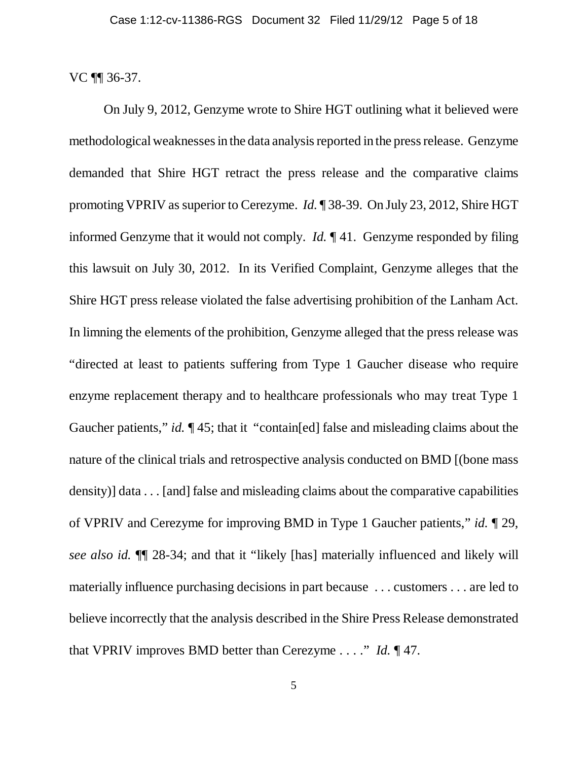VC ¶¶ 36-37.

On July 9, 2012, Genzyme wrote to Shire HGT outlining what it believed were methodological weaknesses in the data analysis reported in the press release. Genzyme demanded that Shire HGT retract the press release and the comparative claims promoting VPRIV as superior to Cerezyme. *Id.* ¶ 38-39. On July 23, 2012, Shire HGT informed Genzyme that it would not comply. *Id.* ¶ 41. Genzyme responded by filing this lawsuit on July 30, 2012. In its Verified Complaint, Genzyme alleges that the Shire HGT press release violated the false advertising prohibition of the Lanham Act. In limning the elements of the prohibition, Genzyme alleged that the press release was "directed at least to patients suffering from Type 1 Gaucher disease who require enzyme replacement therapy and to healthcare professionals who may treat Type 1 Gaucher patients," *id.* ¶ 45; that it "contain[ed] false and misleading claims about the nature of the clinical trials and retrospective analysis conducted on BMD [(bone mass density)] data . . . [and] false and misleading claims about the comparative capabilities of VPRIV and Cerezyme for improving BMD in Type 1 Gaucher patients," *id.* ¶ 29, *see also id.* ¶¶ 28-34; and that it "likely [has] materially influenced and likely will materially influence purchasing decisions in part because . . . customers . . . are led to believe incorrectly that the analysis described in the Shire Press Release demonstrated that VPRIV improves BMD better than Cerezyme . . . ." *Id.* ¶ 47.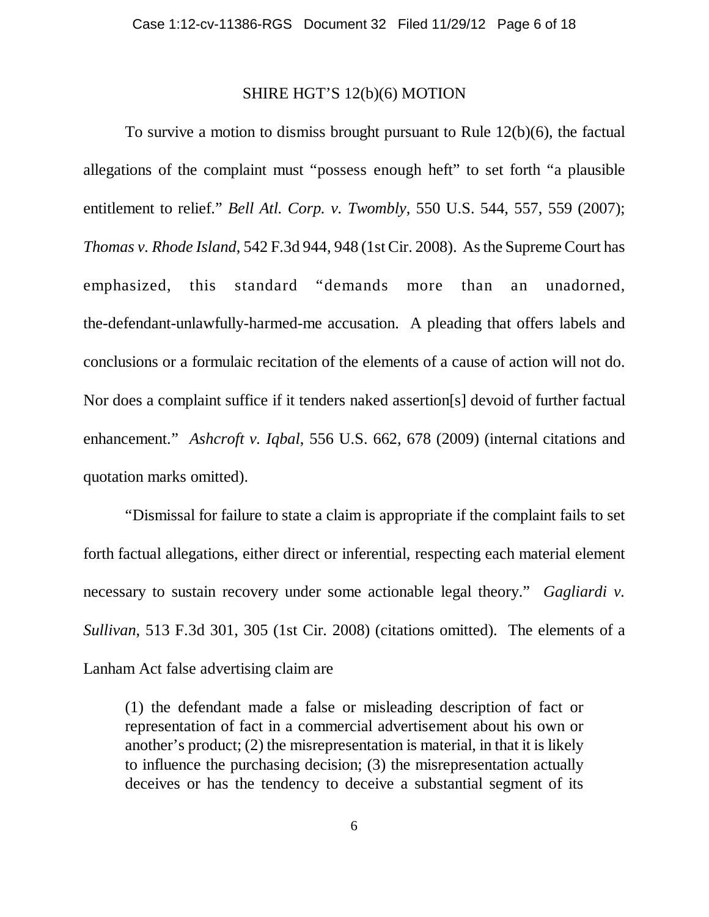## SHIRE HGT'S 12(b)(6) MOTION

To survive a motion to dismiss brought pursuant to Rule 12(b)(6), the factual allegations of the complaint must "possess enough heft" to set forth "a plausible entitlement to relief." *Bell Atl. Corp. v. Twombly*, 550 U.S. 544, 557, 559 (2007); *Thomas v. Rhode Island*, 542 F.3d 944, 948 (1st Cir. 2008). As the Supreme Court has emphasized, this standard "demands more than an unadorned, the-defendant-unlawfully-harmed-me accusation. A pleading that offers labels and conclusions or a formulaic recitation of the elements of a cause of action will not do. Nor does a complaint suffice if it tenders naked assertion[s] devoid of further factual enhancement." *Ashcroft v. Iqbal*, 556 U.S. 662, 678 (2009) (internal citations and quotation marks omitted).

"Dismissal for failure to state a claim is appropriate if the complaint fails to set forth factual allegations, either direct or inferential, respecting each material element necessary to sustain recovery under some actionable legal theory." *Gagliardi v. Sullivan*, 513 F.3d 301, 305 (1st Cir. 2008) (citations omitted). The elements of a Lanham Act false advertising claim are

> (1) the defendant made a false or misleading description of fact or representation of fact in a commercial advertisement about his own or another's product; (2) the misrepresentation is material, in that it is likely to influence the purchasing decision; (3) the misrepresentation actually deceives or has the tendency to deceive a substantial segment of its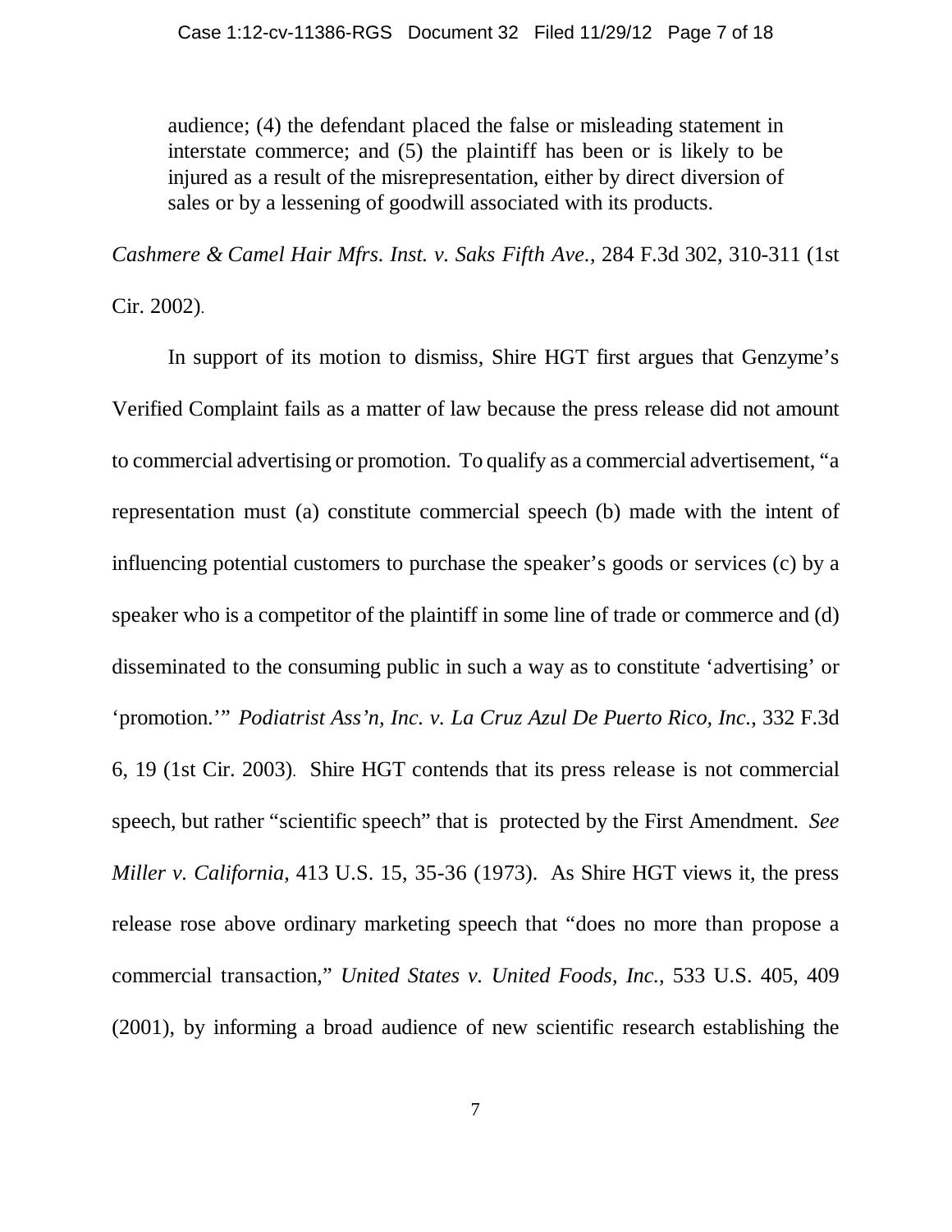audience; (4) the defendant placed the false or misleading statement in interstate commerce; and (5) the plaintiff has been or is likely to be injured as a result of the misrepresentation, either by direct diversion of sales or by a lessening of goodwill associated with its products.

*Cashmere & Camel Hair Mfrs. Inst. v. Saks Fifth Ave.*, 284 F.3d 302, 310-311 (1st Cir. 2002).

In support of its motion to dismiss, Shire HGT first argues that Genzyme's Verified Complaint fails as a matter of law because the press release did not amount to commercial advertising or promotion. To qualify as a commercial advertisement, "a representation must (a) constitute commercial speech (b) made with the intent of influencing potential customers to purchase the speaker's goods or services (c) by a speaker who is a competitor of the plaintiff in some line of trade or commerce and (d) disseminated to the consuming public in such a way as to constitute 'advertising' or 'promotion.'" *Podiatrist Ass'n, Inc. v. La Cruz Azul De Puerto Rico, Inc.*, 332 F.3d 6, 19 (1st Cir. 2003). Shire HGT contends that its press release is not commercial speech, but rather "scientific speech" that is protected by the First Amendment. *See Miller v. California*, 413 U.S. 15, 35-36 (1973). As Shire HGT views it, the press release rose above ordinary marketing speech that "does no more than propose a commercial transaction," *United States v. United Foods, Inc.*, 533 U.S. 405, 409 (2001), by informing a broad audience of new scientific research establishing the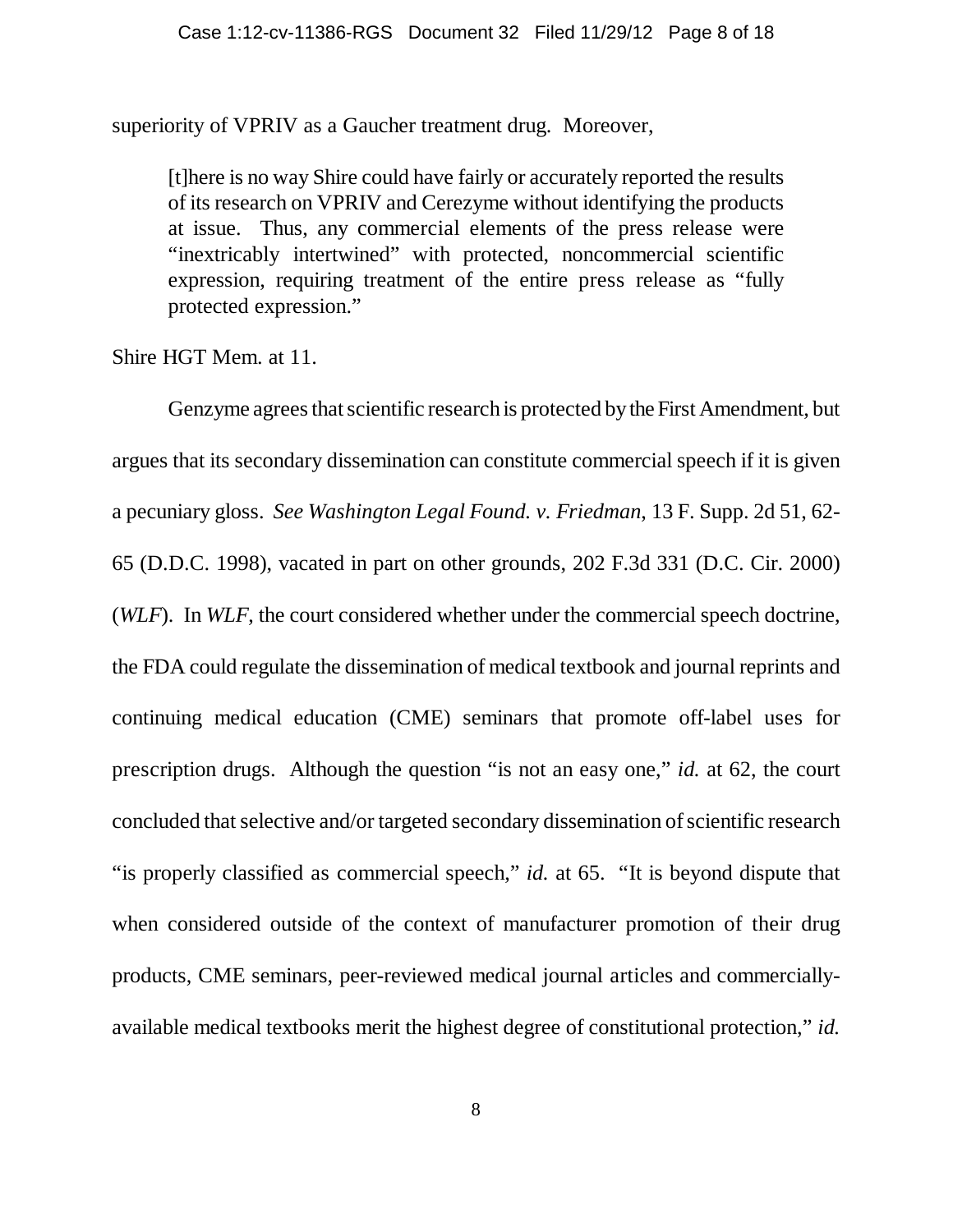superiority of VPRIV as a Gaucher treatment drug. Moreover,

> [t]here is no way Shire could have fairly or accurately reported the results of its research on VPRIV and Cerezyme without identifying the products at issue. Thus, any commercial elements of the press release were "inextricably intertwined" with protected, noncommercial scientific expression, requiring treatment of the entire press release as "fully protected expression."

Shire HGT Mem. at 11.

Genzyme agrees that scientific research is protected by the First Amendment, but argues that its secondary dissemination can constitute commercial speech if it is given a pecuniary gloss. *See Washington Legal Found. v. Friedman*, 13 F. Supp. 2d 51, 62-65 (D.D.C. 1998), vacated in part on other grounds, 202 F.3d 331 (D.C. Cir. 2000) (*WLF*). In *WLF*, the court considered whether under the commercial speech doctrine, the FDA could regulate the dissemination of medical textbook and journal reprints and continuing medical education (CME) seminars that promote off-label uses for prescription drugs. Although the question "is not an easy one," *id.* at 62, the court concluded that selective and/or targeted secondary dissemination of scientific research "is properly classified as commercial speech," *id.* at 65. "It is beyond dispute that when considered outside of the context of manufacturer promotion of their drug products, CME seminars, peer-reviewed medical journal articles and commercially-available medical textbooks merit the highest degree of constitutional protection," *id.*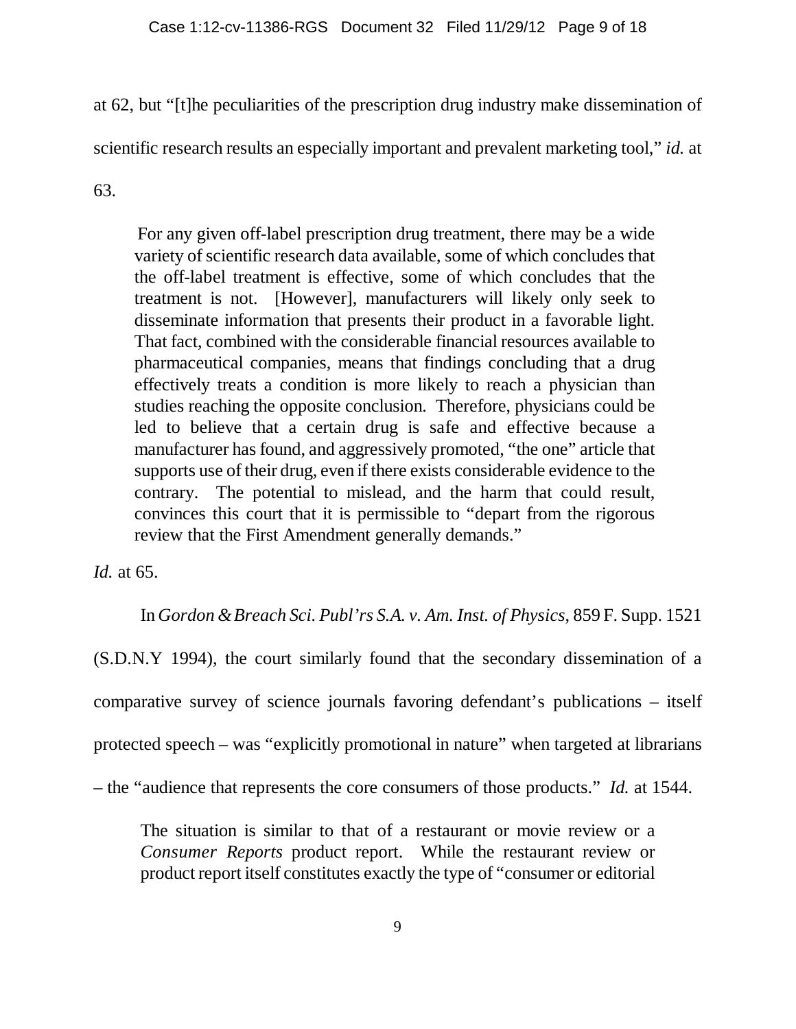at 62, but "[t]he peculiarities of the prescription drug industry make dissemination of scientific research results an especially important and prevalent marketing tool," *id.* at 63.

> For any given off-label prescription drug treatment, there may be a wide variety of scientific research data available, some of which concludes that the off-label treatment is effective, some of which concludes that the treatment is not. [However], manufacturers will likely only seek to disseminate information that presents their product in a favorable light. That fact, combined with the considerable financial resources available to pharmaceutical companies, means that findings concluding that a drug effectively treats a condition is more likely to reach a physician than studies reaching the opposite conclusion. Therefore, physicians could be led to believe that a certain drug is safe and effective because a manufacturer has found, and aggressively promoted, "the one" article that supports use of their drug, even if there exists considerable evidence to the contrary. The potential to mislead, and the harm that could result, convinces this court that it is permissible to "depart from the rigorous review that the First Amendment generally demands."

*Id.* at 65.

In *Gordon & Breach Sci. Publ'rs S.A. v. Am. Inst. of Physics*, 859 F. Supp. 1521 (S.D.N.Y 1994), the court similarly found that the secondary dissemination of a comparative survey of science journals favoring defendant's publications – itself protected speech – was "explicitly promotional in nature" when targeted at librarians – the "audience that represents the core consumers of those products." *Id.* at 1544.

> The situation is similar to that of a restaurant or movie review or a *Consumer Reports* product report. While the restaurant review or product report itself constitutes exactly the type of "consumer or editorial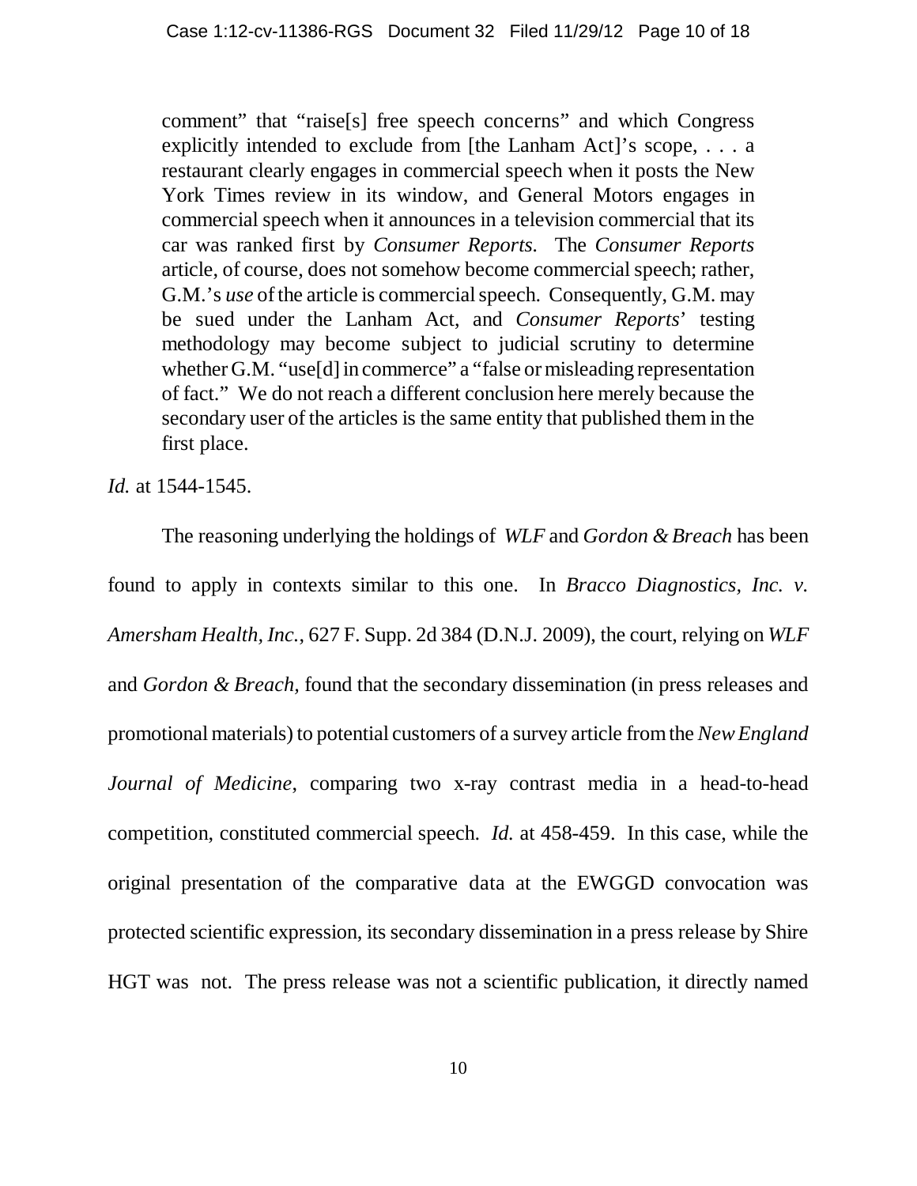> comment" that "raise[s] free speech concerns" and which Congress explicitly intended to exclude from [the Lanham Act]'s scope, . . . a restaurant clearly engages in commercial speech when it posts the New York Times review in its window, and General Motors engages in commercial speech when it announces in a television commercial that its car was ranked first by *Consumer Reports.* The *Consumer Reports* article, of course, does not somehow become commercial speech; rather, G.M.'s *use* of the article is commercial speech. Consequently, G.M. may be sued under the Lanham Act, and *Consumer Reports*' testing methodology may become subject to judicial scrutiny to determine whether G.M. "use[d] in commerce" a "false or misleading representation of fact." We do not reach a different conclusion here merely because the secondary user of the articles is the same entity that published them in the first place.

*Id.* at 1544-1545.

The reasoning underlying the holdings of *WLF* and *Gordon & Breach* has been found to apply in contexts similar to this one. In *Bracco Diagnostics, Inc. v. Amersham Health, Inc.*, 627 F. Supp. 2d 384 (D.N.J. 2009), the court, relying on *WLF* and *Gordon & Breach,* found that the secondary dissemination (in press releases and promotional materials) to potential customers of a survey article from the *New England Journal of Medicine*, comparing two x-ray contrast media in a head-to-head competition, constituted commercial speech. *Id.* at 458-459. In this case, while the original presentation of the comparative data at the EWGGD convocation was protected scientific expression, its secondary dissemination in a press release by Shire HGT was not. The press release was not a scientific publication, it directly named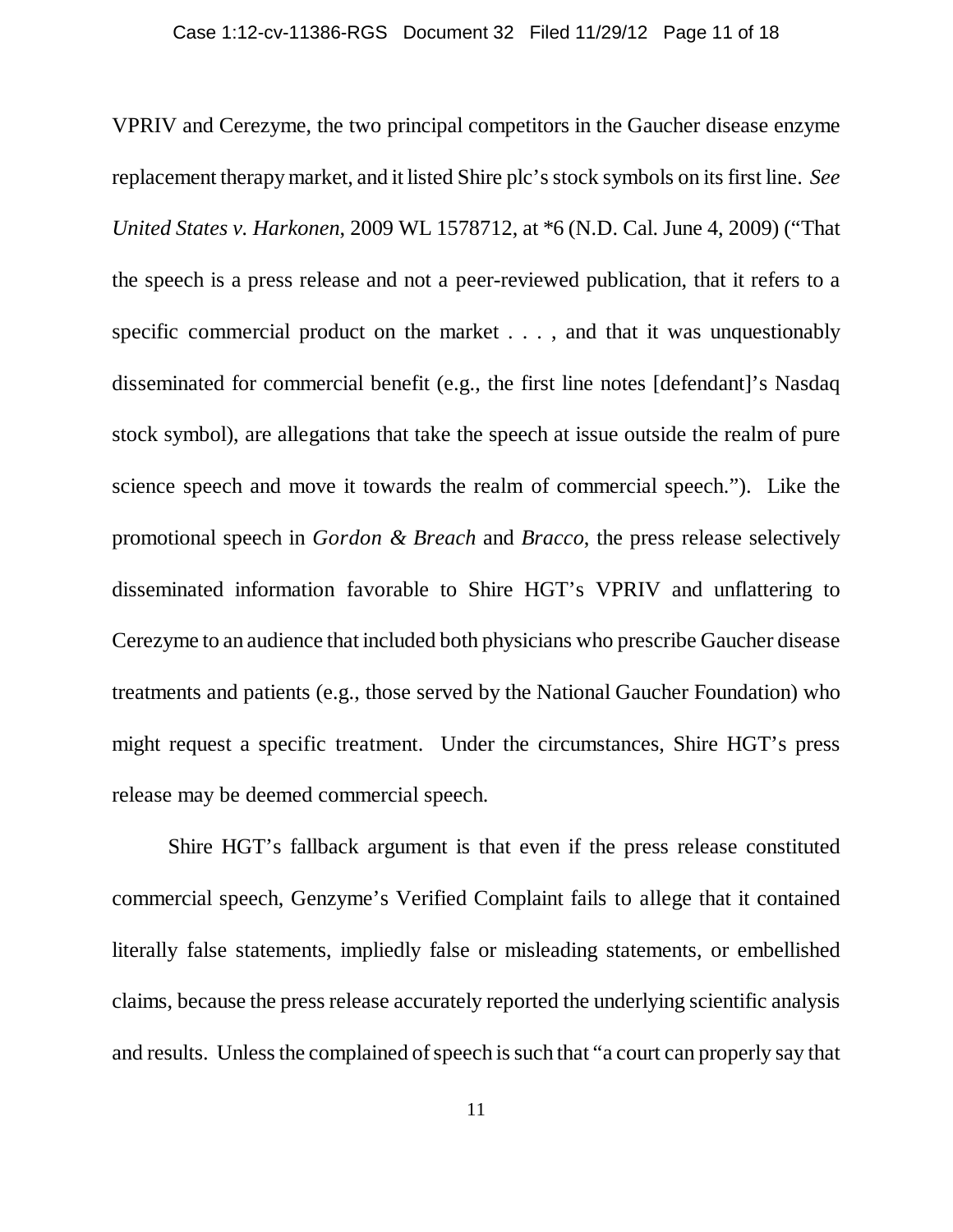VPRIV and Cerezyme, the two principal competitors in the Gaucher disease enzyme replacement therapy market, and it listed Shire plc's stock symbols on its first line. *See United States v. Harkonen*, 2009 WL 1578712, at *6 (N.D. Cal. June 4, 2009) ("That the speech is a press release and not a peer-reviewed publication, that it refers to a specific commercial product on the market . . . , and that it was unquestionably disseminated for commercial benefit (e.g., the first line notes [defendant]'s Nasdaq stock symbol), are allegations that take the speech at issue outside the realm of pure science speech and move it towards the realm of commercial speech."). Like the promotional speech in *Gordon & Breach* and *Bracco*, the press release selectively disseminated information favorable to Shire HGT's VPRIV and unflattering to Cerezyme to an audience that included both physicians who prescribe Gaucher disease treatments and patients (e.g., those served by the National Gaucher Foundation) who might request a specific treatment. Under the circumstances, Shire HGT's press release may be deemed commercial speech.

Shire HGT's fallback argument is that even if the press release constituted commercial speech, Genzyme's Verified Complaint fails to allege that it contained literally false statements, impliedly false or misleading statements, or embellished claims, because the press release accurately reported the underlying scientific analysis and results. Unless the complained of speech is such that "a court can properly say that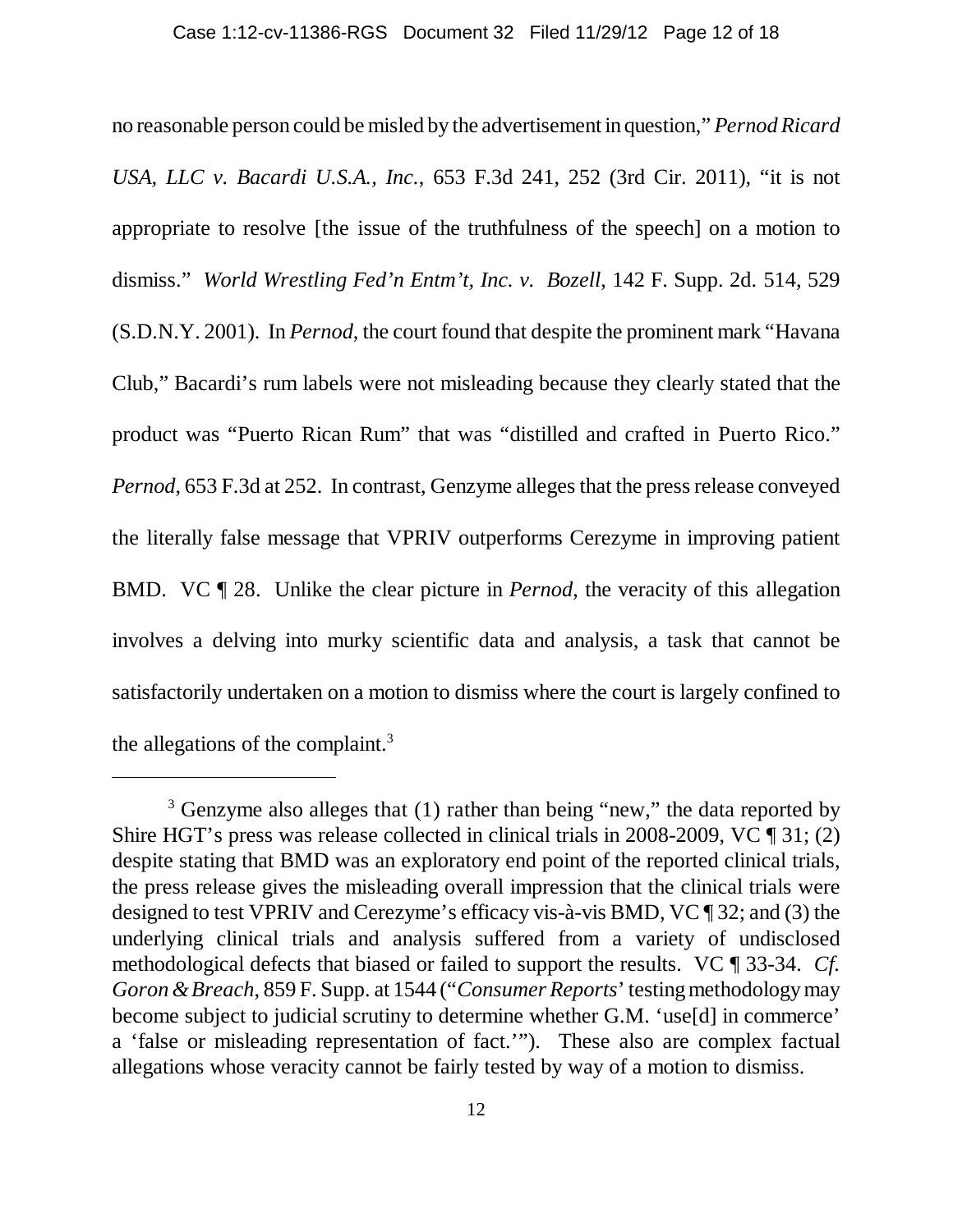no reasonable person could be misled by the advertisement in question," *Pernod Ricard USA, LLC v. Bacardi U.S.A., Inc.*, 653 F.3d 241, 252 (3rd Cir. 2011), "it is not appropriate to resolve [the issue of the truthfulness of the speech] on a motion to dismiss." *World Wrestling Fed'n Entm't, Inc. v. Bozell*, 142 F. Supp. 2d. 514, 529 (S.D.N.Y. 2001). In *Pernod*, the court found that despite the prominent mark "Havana Club," Bacardi's rum labels were not misleading because they clearly stated that the product was "Puerto Rican Rum" that was "distilled and crafted in Puerto Rico." *Pernod*, 653 F.3d at 252. In contrast, Genzyme alleges that the press release conveyed the literally false message that VPRIV outperforms Cerezyme in improving patient BMD. VC ¶ 28. Unlike the clear picture in *Pernod*, the veracity of this allegation involves a delving into murky scientific data and analysis, a task that cannot be satisfactorily undertaken on a motion to dismiss where the court is largely confined to the allegations of the complaint.[3]

---

[3] Genzyme also alleges that (1) rather than being "new," the data reported by Shire HGT's press was release collected in clinical trials in 2008-2009, VC ¶ 31; (2) despite stating that BMD was an exploratory end point of the reported clinical trials, the press release gives the misleading overall impression that the clinical trials were designed to test VPRIV and Cerezyme's efficacy vis-à-vis BMD, VC ¶ 32; and (3) the underlying clinical trials and analysis suffered from a variety of undisclosed methodological defects that biased or failed to support the results. VC ¶ 33-34. *Cf. Goron & Breach*, 859 F. Supp. at 1544 ("*Consumer Reports*' testing methodology may become subject to judicial scrutiny to determine whether G.M. 'use[d] in commerce' a 'false or misleading representation of fact.'"). These also are complex factual allegations whose veracity cannot be fairly tested by way of a motion to dismiss.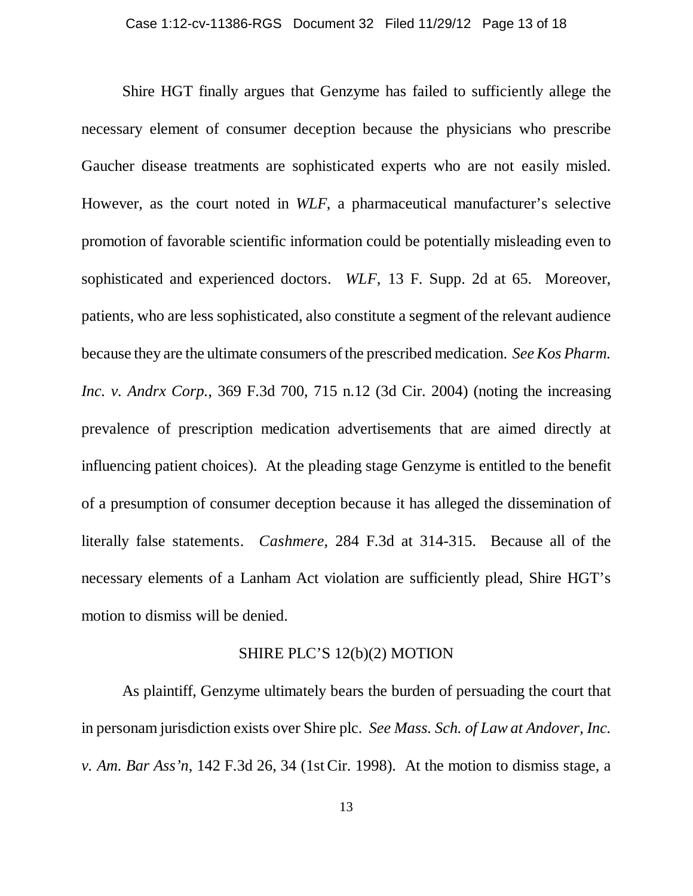Shire HGT finally argues that Genzyme has failed to sufficiently allege the necessary element of consumer deception because the physicians who prescribe Gaucher disease treatments are sophisticated experts who are not easily misled. However, as the court noted in *WLF*, a pharmaceutical manufacturer's selective promotion of favorable scientific information could be potentially misleading even to sophisticated and experienced doctors. *WLF*, 13 F. Supp. 2d at 65. Moreover, patients, who are less sophisticated, also constitute a segment of the relevant audience because they are the ultimate consumers of the prescribed medication. *See Kos Pharm. Inc. v. Andrx Corp.*, 369 F.3d 700, 715 n.12 (3d Cir. 2004) (noting the increasing prevalence of prescription medication advertisements that are aimed directly at influencing patient choices). At the pleading stage Genzyme is entitled to the benefit of a presumption of consumer deception because it has alleged the dissemination of literally false statements. *Cashmere*, 284 F.3d at 314-315. Because all of the necessary elements of a Lanham Act violation are sufficiently plead, Shire HGT's motion to dismiss will be denied.

## SHIRE PLC'S 12(b)(2) MOTION

As plaintiff, Genzyme ultimately bears the burden of persuading the court that in personam jurisdiction exists over Shire plc. *See Mass. Sch. of Law at Andover, Inc. v. Am. Bar Ass'n*, 142 F.3d 26, 34 (1st Cir. 1998). At the motion to dismiss stage, a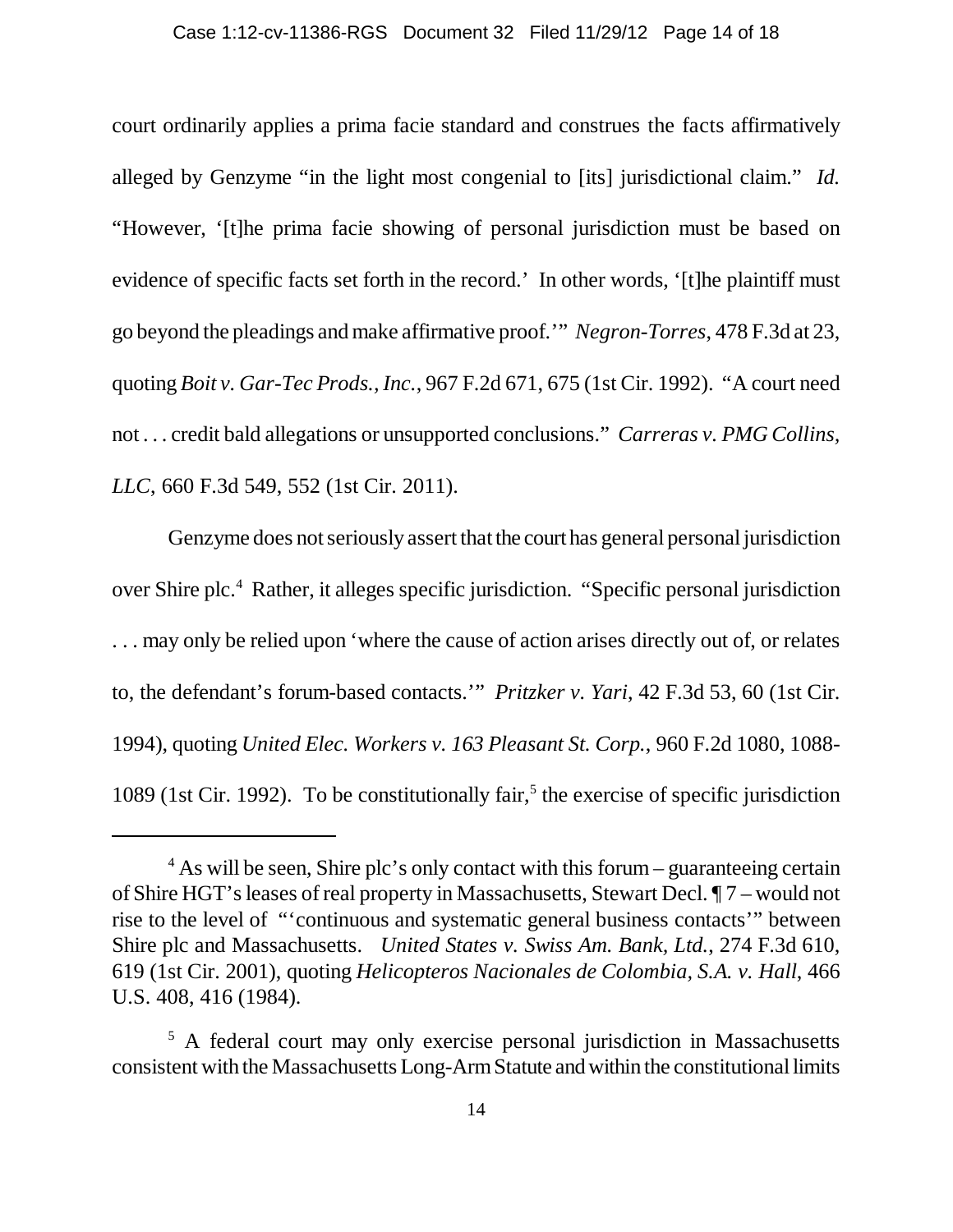court ordinarily applies a prima facie standard and construes the facts affirmatively alleged by Genzyme "in the light most congenial to [its] jurisdictional claim." *Id.* "However, '[t]he prima facie showing of personal jurisdiction must be based on evidence of specific facts set forth in the record.' In other words, '[t]he plaintiff must go beyond the pleadings and make affirmative proof.'" *Negron-Torres*, 478 F.3d at 23, quoting *Boit v. Gar-Tec Prods., Inc.*, 967 F.2d 671, 675 (1st Cir. 1992). "A court need not . . . credit bald allegations or unsupported conclusions." *Carreras v. PMG Collins, LLC*, 660 F.3d 549, 552 (1st Cir. 2011).

Genzyme does not seriously assert that the court has general personal jurisdiction over Shire plc.[4] Rather, it alleges specific jurisdiction. "Specific personal jurisdiction . . . may only be relied upon 'where the cause of action arises directly out of, or relates to, the defendant's forum-based contacts.'" *Pritzker v. Yari*, 42 F.3d 53, 60 (1st Cir. 1994), quoting *United Elec. Workers v. 163 Pleasant St. Corp.*, 960 F.2d 1080, 1088-1089 (1st Cir. 1992). To be constitutionally fair,[5] the exercise of specific jurisdiction

---

[4] As will be seen, Shire plc's only contact with this forum – guaranteeing certain of Shire HGT's leases of real property in Massachusetts, Stewart Decl. ¶ 7 – would not rise to the level of "'continuous and systematic general business contacts'" between Shire plc and Massachusetts. *United States v. Swiss Am. Bank, Ltd.*, 274 F.3d 610, 619 (1st Cir. 2001), quoting *Helicopteros Nacionales de Colombia, S.A. v. Hall*, 466 U.S. 408, 416 (1984).

[5] A federal court may only exercise personal jurisdiction in Massachusetts consistent with the Massachusetts Long-Arm Statute and within the constitutional limits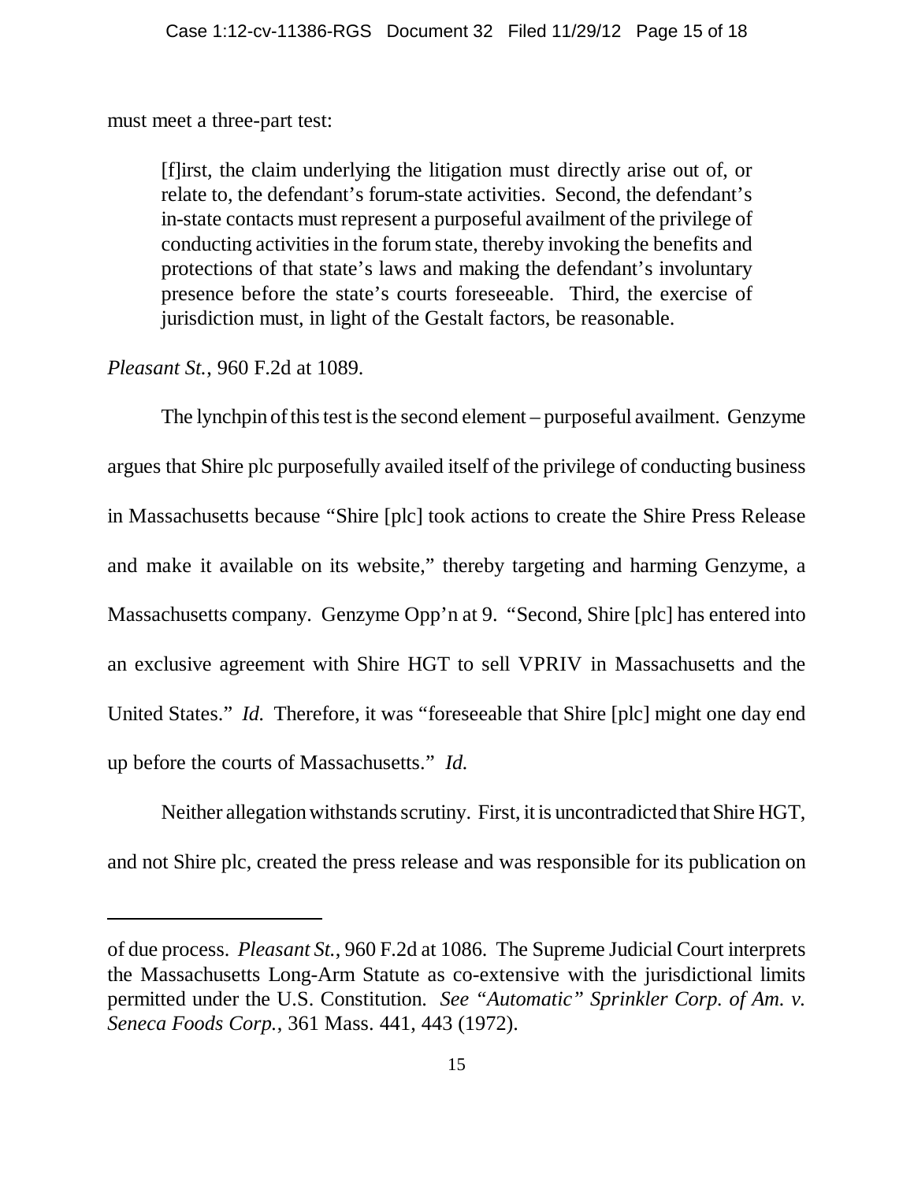must meet a three-part test:

> [f]irst, the claim underlying the litigation must directly arise out of, or relate to, the defendant's forum-state activities. Second, the defendant's in-state contacts must represent a purposeful availment of the privilege of conducting activities in the forum state, thereby invoking the benefits and protections of that state's laws and making the defendant's involuntary presence before the state's courts foreseeable. Third, the exercise of jurisdiction must, in light of the Gestalt factors, be reasonable.

*Pleasant St.*, 960 F.2d at 1089.

The lynchpin of this test is the second element – purposeful availment. Genzyme argues that Shire plc purposefully availed itself of the privilege of conducting business in Massachusetts because "Shire [plc] took actions to create the Shire Press Release and make it available on its website," thereby targeting and harming Genzyme, a Massachusetts company. Genzyme Opp'n at 9. "Second, Shire [plc] has entered into an exclusive agreement with Shire HGT to sell VPRIV in Massachusetts and the United States." *Id.* Therefore, it was "foreseeable that Shire [plc] might one day end up before the courts of Massachusetts." *Id.*

Neither allegation withstands scrutiny. First, it is uncontradicted that Shire HGT, and not Shire plc, created the press release and was responsible for its publication on

---

of due process. *Pleasant St.*, 960 F.2d at 1086. The Supreme Judicial Court interprets the Massachusetts Long-Arm Statute as co-extensive with the jurisdictional limits permitted under the U.S. Constitution. *See "Automatic" Sprinkler Corp. of Am. v. Seneca Foods Corp.*, 361 Mass. 441, 443 (1972).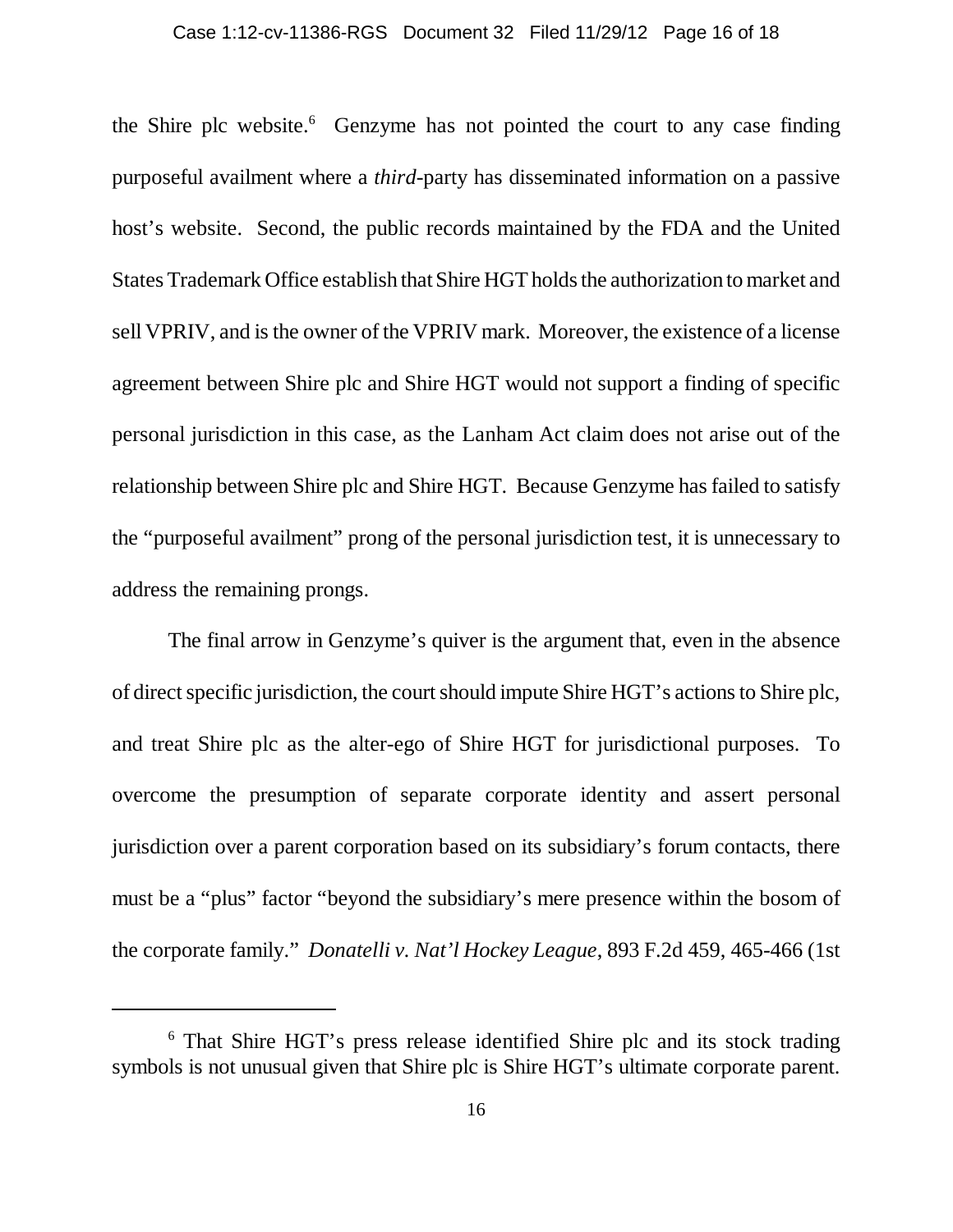the Shire plc website.[6] Genzyme has not pointed the court to any case finding purposeful availment where a *third*-party has disseminated information on a passive host's website. Second, the public records maintained by the FDA and the United States Trademark Office establish that Shire HGT holds the authorization to market and sell VPRIV, and is the owner of the VPRIV mark. Moreover, the existence of a license agreement between Shire plc and Shire HGT would not support a finding of specific personal jurisdiction in this case, as the Lanham Act claim does not arise out of the relationship between Shire plc and Shire HGT. Because Genzyme has failed to satisfy the "purposeful availment" prong of the personal jurisdiction test, it is unnecessary to address the remaining prongs.

The final arrow in Genzyme's quiver is the argument that, even in the absence of direct specific jurisdiction, the court should impute Shire HGT's actions to Shire plc, and treat Shire plc as the alter-ego of Shire HGT for jurisdictional purposes. To overcome the presumption of separate corporate identity and assert personal jurisdiction over a parent corporation based on its subsidiary's forum contacts, there must be a "plus" factor "beyond the subsidiary's mere presence within the bosom of the corporate family." *Donatelli v. Nat'l Hockey League*, 893 F.2d 459, 465-466 (1st

---

[6] That Shire HGT's press release identified Shire plc and its stock trading symbols is not unusual given that Shire plc is Shire HGT's ultimate corporate parent.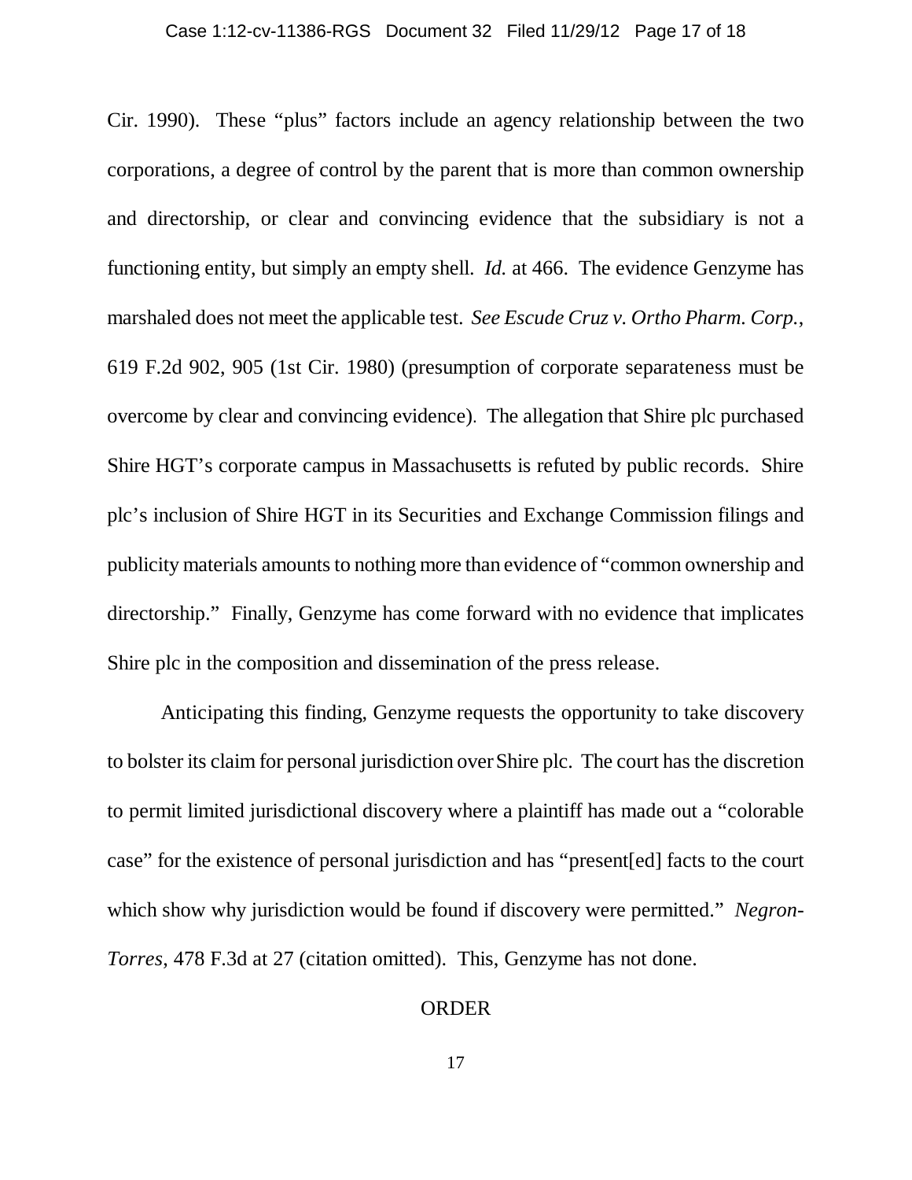Cir. 1990). These "plus" factors include an agency relationship between the two corporations, a degree of control by the parent that is more than common ownership and directorship, or clear and convincing evidence that the subsidiary is not a functioning entity, but simply an empty shell. *Id.* at 466. The evidence Genzyme has marshaled does not meet the applicable test. *See Escude Cruz v. Ortho Pharm. Corp.*, 619 F.2d 902, 905 (1st Cir. 1980) (presumption of corporate separateness must be overcome by clear and convincing evidence). The allegation that Shire plc purchased Shire HGT's corporate campus in Massachusetts is refuted by public records. Shire plc's inclusion of Shire HGT in its Securities and Exchange Commission filings and publicity materials amounts to nothing more than evidence of "common ownership and directorship." Finally, Genzyme has come forward with no evidence that implicates Shire plc in the composition and dissemination of the press release.

Anticipating this finding, Genzyme requests the opportunity to take discovery to bolster its claim for personal jurisdiction over Shire plc. The court has the discretion to permit limited jurisdictional discovery where a plaintiff has made out a "colorable case" for the existence of personal jurisdiction and has "present[ed] facts to the court which show why jurisdiction would be found if discovery were permitted." *Negron-Torres*, 478 F.3d at 27 (citation omitted). This, Genzyme has not done.

## ORDER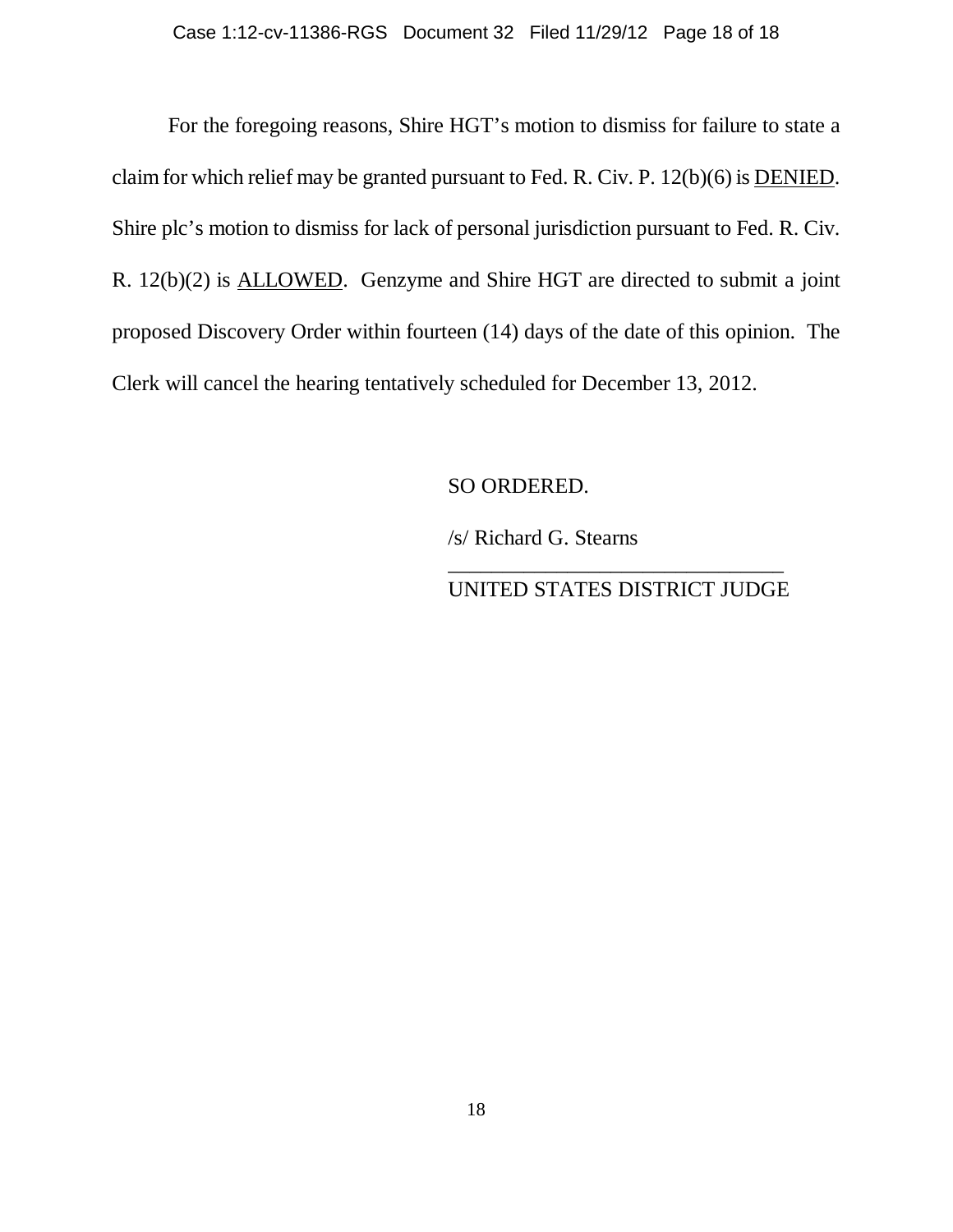For the foregoing reasons, Shire HGT's motion to dismiss for failure to state a claim for which relief may be granted pursuant to Fed. R. Civ. P. 12(b)(6) is <u>DENIED</u>. Shire plc's motion to dismiss for lack of personal jurisdiction pursuant to Fed. R. Civ. R. 12(b)(2) is <u>ALLOWED</u>. Genzyme and Shire HGT are directed to submit a joint proposed Discovery Order within fourteen (14) days of the date of this opinion. The Clerk will cancel the hearing tentatively scheduled for December 13, 2012.

SO ORDERED.

/s/ Richard G. Stearns
_______________________________
UNITED STATES DISTRICT JUDGE